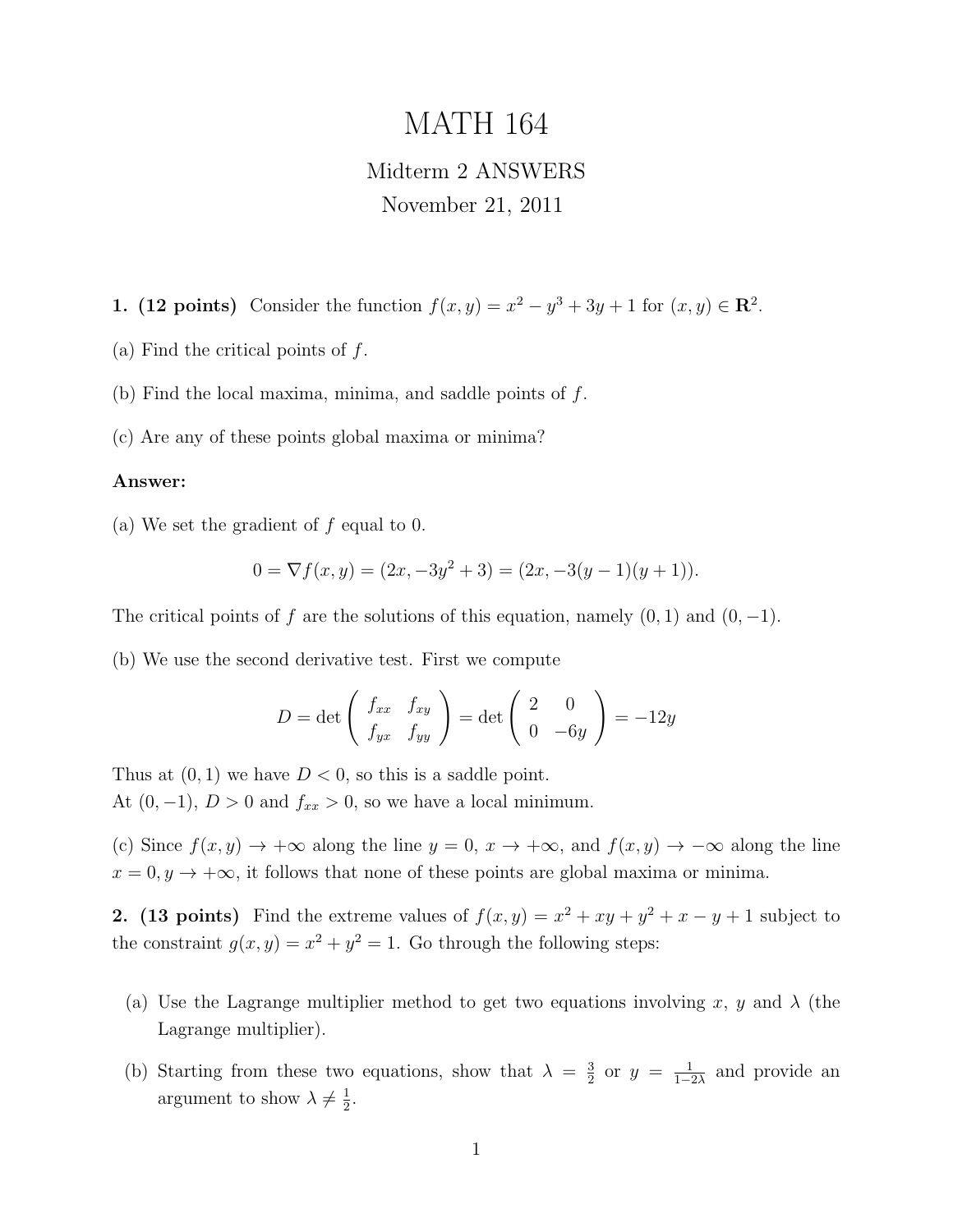# MATH 164

Midterm 2 ANSWERS

November 21, 2011

**1. (12 points)** Consider the function $f(x, y) = x^2 - y^3 + 3y + 1$ for $(x, y) \in \mathbf{R}^2$.

(a) Find the critical points of $f$.

(b) Find the local maxima, minima, and saddle points of $f$.

(c) Are any of these points global maxima or minima?

**Answer:**

(a) We set the gradient of $f$ equal to 0.

$$0 = \nabla f(x, y) = (2x, -3y^2 + 3) = (2x, -3(y-1)(y+1)).$$

The critical points of $f$ are the solutions of this equation, namely $(0, 1)$ and $(0, -1)$.

(b) We use the second derivative test. First we compute

$$D = \det \begin{pmatrix} f_{xx} & f_{xy} \\ f_{yx} & f_{yy} \end{pmatrix} = \det \begin{pmatrix} 2 & 0 \\ 0 & -6y \end{pmatrix} = -12y$$

Thus at $(0, 1)$ we have $D < 0$, so this is a saddle point.
At $(0, -1)$, $D > 0$ and $f_{xx} > 0$, so we have a local minimum.

(c) Since $f(x, y) \to +\infty$ along the line $y = 0$, $x \to +\infty$, and $f(x, y) \to -\infty$ along the line $x = 0, y \to +\infty$, it follows that none of these points are global maxima or minima.

**2. (13 points)** Find the extreme values of $f(x, y) = x^2 + xy + y^2 + x - y + 1$ subject to the constraint $g(x, y) = x^2 + y^2 = 1$. Go through the following steps:

(a) Use the Lagrange multiplier method to get two equations involving $x$, $y$ and $\lambda$ (the Lagrange multiplier).

(b) Starting from these two equations, show that $\lambda = \frac{3}{2}$ or $y = \frac{1}{1-2\lambda}$ and provide an argument to show $\lambda \neq \frac{1}{2}$.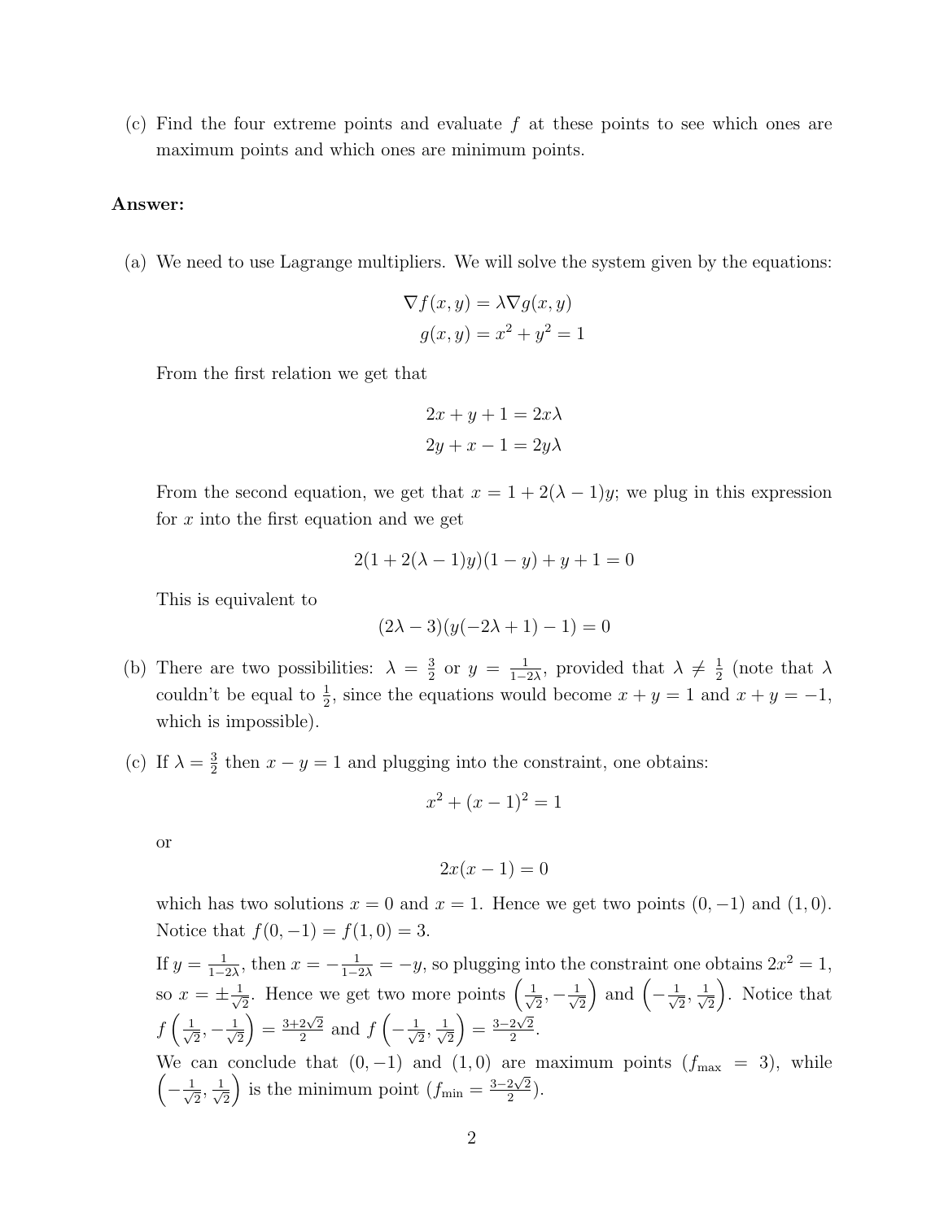(c) Find the four extreme points and evaluate $f$ at these points to see which ones are maximum points and which ones are minimum points.

**Answer:**

(a) We need to use Lagrange multipliers. We will solve the system given by the equations:

$$\nabla f(x, y) = \lambda \nabla g(x, y)$$
$$g(x, y) = x^2 + y^2 = 1$$

From the first relation we get that

$$2x + y + 1 = 2x\lambda$$
$$2y + x - 1 = 2y\lambda$$

From the second equation, we get that $x = 1 + 2(\lambda - 1)y$; we plug in this expression for $x$ into the first equation and we get

$$2(1 + 2(\lambda - 1)y)(1 - y) + y + 1 = 0$$

This is equivalent to

$$(2\lambda - 3)(y(-2\lambda + 1) - 1) = 0$$

(b) There are two possibilities: $\lambda = \frac{3}{2}$ or $y = \frac{1}{1-2\lambda}$, provided that $\lambda \neq \frac{1}{2}$ (note that $\lambda$ couldn't be equal to $\frac{1}{2}$, since the equations would become $x + y = 1$ and $x + y = -1$, which is impossible).

(c) If $\lambda = \frac{3}{2}$ then $x - y = 1$ and plugging into the constraint, one obtains:

$$x^2 + (x - 1)^2 = 1$$

or

$$2x(x - 1) = 0$$

which has two solutions $x = 0$ and $x = 1$. Hence we get two points $(0, -1)$ and $(1, 0)$. Notice that $f(0, -1) = f(1, 0) = 3$.

If $y = \frac{1}{1-2\lambda}$, then $x = -\frac{1}{1-2\lambda} = -y$, so plugging into the constraint one obtains $2x^2 = 1$, so $x = \pm\frac{1}{\sqrt{2}}$. Hence we get two more points $\left(\frac{1}{\sqrt{2}}, -\frac{1}{\sqrt{2}}\right)$ and $\left(-\frac{1}{\sqrt{2}}, \frac{1}{\sqrt{2}}\right)$. Notice that $f\left(\frac{1}{\sqrt{2}}, -\frac{1}{\sqrt{2}}\right) = \frac{3+2\sqrt{2}}{2}$ and $f\left(-\frac{1}{\sqrt{2}}, \frac{1}{\sqrt{2}}\right) = \frac{3-2\sqrt{2}}{2}$.

We can conclude that $(0, -1)$ and $(1, 0)$ are maximum points ($f_{\max} = 3$), while $\left(-\frac{1}{\sqrt{2}}, \frac{1}{\sqrt{2}}\right)$ is the minimum point ($f_{\min} = \frac{3-2\sqrt{2}}{2}$).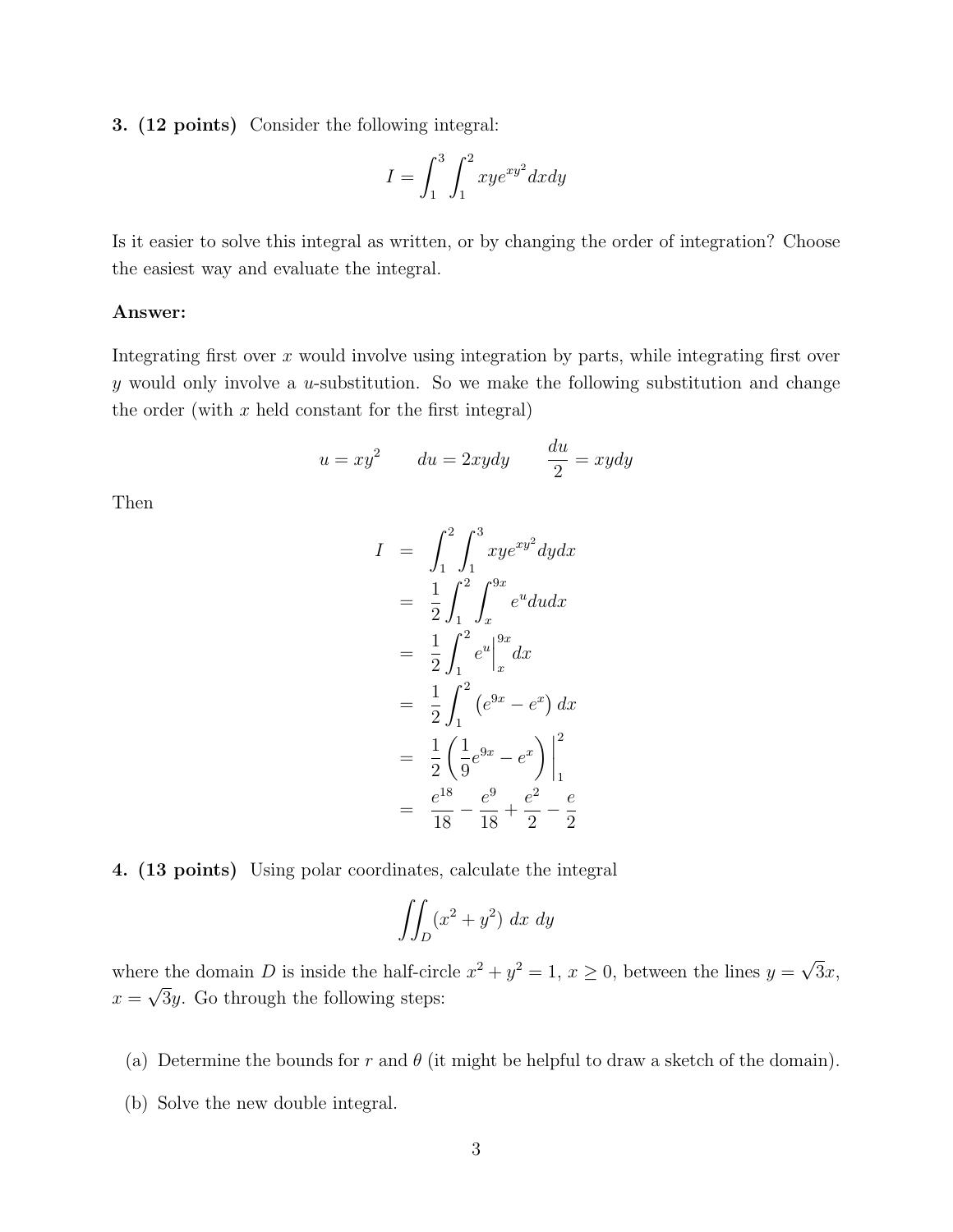**3. (12 points)** Consider the following integral:

$$I = \int_1^3 \int_1^2 xye^{xy^2} dxdy$$

Is it easier to solve this integral as written, or by changing the order of integration? Choose the easiest way and evaluate the integral.

**Answer:**

Integrating first over $x$ would involve using integration by parts, while integrating first over $y$ would only involve a $u$-substitution. So we make the following substitution and change the order (with $x$ held constant for the first integral)

$$u = xy^2 \qquad du = 2xydy \qquad \frac{du}{2} = xydy$$

Then

$$\begin{aligned}
I &= \int_1^2 \int_1^3 xye^{xy^2} dydx \\
&= \frac{1}{2} \int_1^2 \int_x^{9x} e^u dudx \\
&= \frac{1}{2} \int_1^2 e^u \Big|_x^{9x} dx \\
&= \frac{1}{2} \int_1^2 \left(e^{9x} - e^x\right) dx \\
&= \frac{1}{2} \left( \frac{1}{9} e^{9x} - e^x \right) \Big|_1^2 \\
&= \frac{e^{18}}{18} - \frac{e^9}{18} + \frac{e^2}{2} - \frac{e}{2}
\end{aligned}$$

**4. (13 points)** Using polar coordinates, calculate the integral

$$\iint_D (x^2 + y^2) \; dx \; dy$$

where the domain $D$ is inside the half-circle $x^2 + y^2 = 1$, $x \geq 0$, between the lines $y = \sqrt{3}x$, $x = \sqrt{3}y$. Go through the following steps:

(a) Determine the bounds for $r$ and $\theta$ (it might be helpful to draw a sketch of the domain).

(b) Solve the new double integral.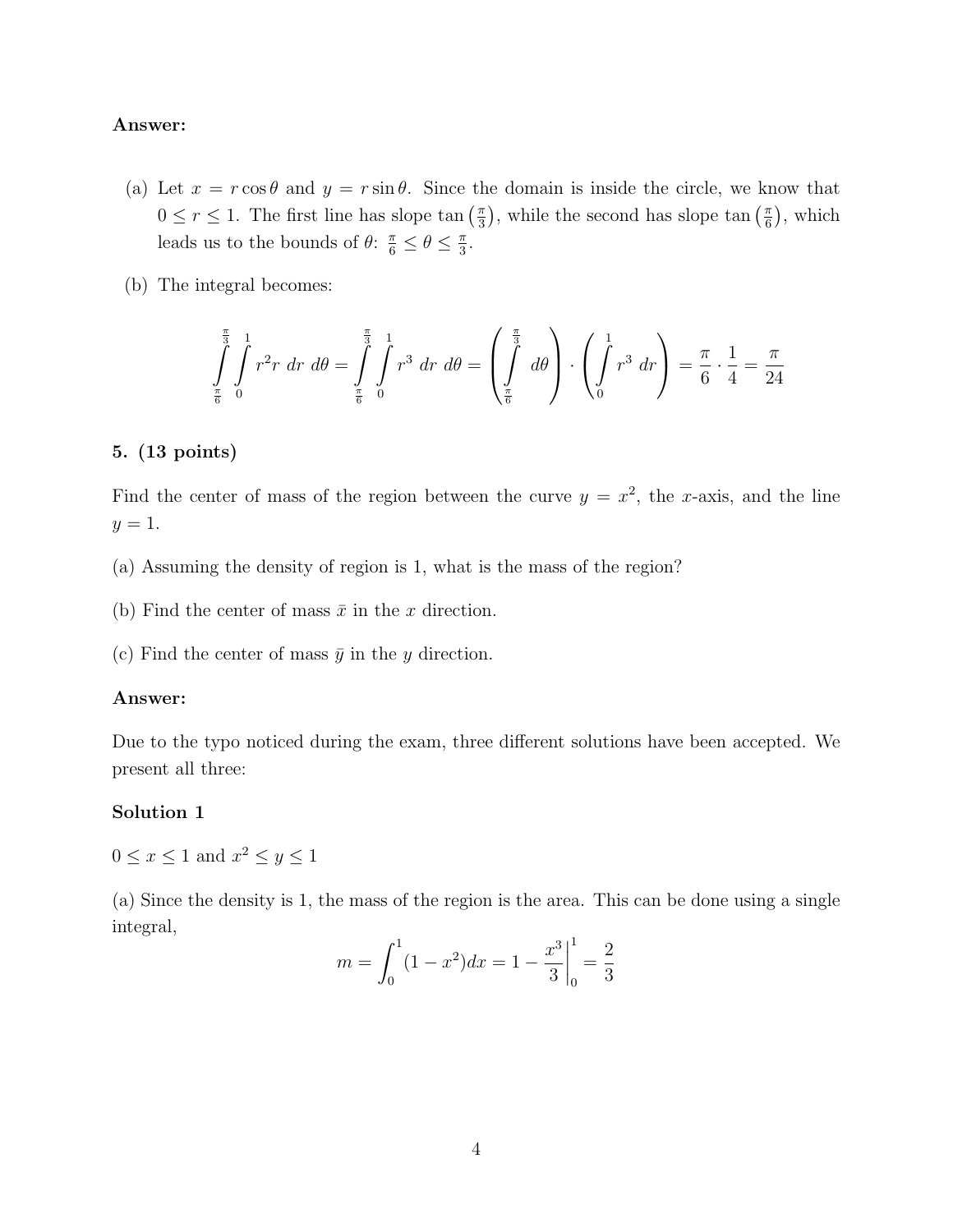**Answer:**

(a) Let $x = r\cos\theta$ and $y = r\sin\theta$. Since the domain is inside the circle, we know that $0 \le r \le 1$. The first line has slope $\tan\left(\frac{\pi}{3}\right)$, while the second has slope $\tan\left(\frac{\pi}{6}\right)$, which leads us to the bounds of $\theta$: $\frac{\pi}{6} \le \theta \le \frac{\pi}{3}$.

(b) The integral becomes:

$$\int_{\frac{\pi}{6}}^{\frac{\pi}{3}} \int_{0}^{1} r^2 r \, dr \, d\theta = \int_{\frac{\pi}{6}}^{\frac{\pi}{3}} \int_{0}^{1} r^3 \, dr \, d\theta = \left( \int_{\frac{\pi}{6}}^{\frac{\pi}{3}} d\theta \right) \cdot \left( \int_{0}^{1} r^3 \, dr \right) = \frac{\pi}{6} \cdot \frac{1}{4} = \frac{\pi}{24}$$

**5. (13 points)**

Find the center of mass of the region between the curve $y = x^2$, the $x$-axis, and the line $y = 1$.

(a) Assuming the density of region is 1, what is the mass of the region?

(b) Find the center of mass $\bar{x}$ in the $x$ direction.

(c) Find the center of mass $\bar{y}$ in the $y$ direction.

**Answer:**

Due to the typo noticed during the exam, three different solutions have been accepted. We present all three:

**Solution 1**

$0 \le x \le 1$ and $x^2 \le y \le 1$

(a) Since the density is 1, the mass of the region is the area. This can be done using a single integral,

$$m = \int_0^1 (1 - x^2) dx = 1 - \left. \frac{x^3}{3} \right|_0^1 = \frac{2}{3}$$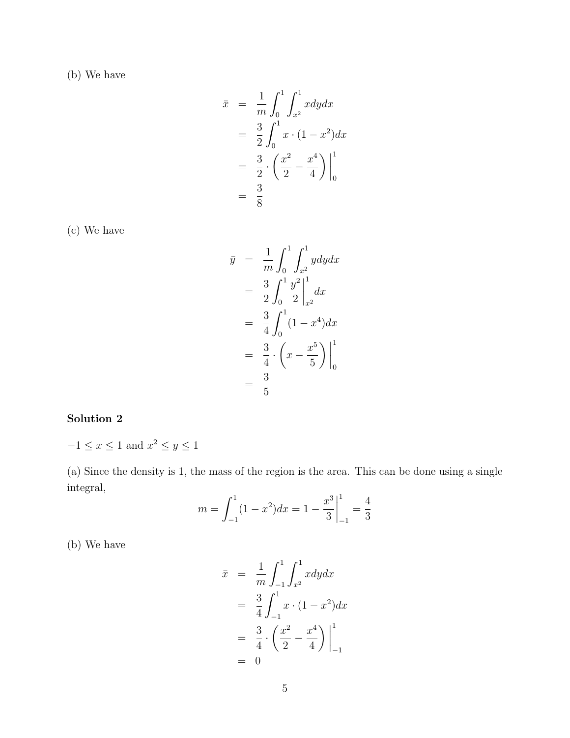(b) We have

$$
\begin{aligned}
\bar{x} &= \frac{1}{m}\int_0^1 \int_{x^2}^1 x dy dx \\
&= \frac{3}{2}\int_0^1 x \cdot (1-x^2) dx \\
&= \frac{3}{2} \cdot \left(\frac{x^2}{2} - \frac{x^4}{4}\right)\Big|_0^1 \\
&= \frac{3}{8}
\end{aligned}
$$

(c) We have

$$
\begin{aligned}
\bar{y} &= \frac{1}{m}\int_0^1 \int_{x^2}^1 y dy dx \\
&= \frac{3}{2}\int_0^1 \frac{y^2}{2}\Big|_{x^2}^1 dx \\
&= \frac{3}{4}\int_0^1 (1-x^4) dx \\
&= \frac{3}{4} \cdot \left(x - \frac{x^5}{5}\right)\Big|_0^1 \\
&= \frac{3}{5}
\end{aligned}
$$

**Solution 2**

$-1 \le x \le 1$ and $x^2 \le y \le 1$

(a) Since the density is 1, the mass of the region is the area. This can be done using a single integral,

$$
m = \int_{-1}^1 (1-x^2) dx = 1 - \frac{x^3}{3}\Big|_{-1}^1 = \frac{4}{3}
$$

(b) We have

$$
\begin{aligned}
\bar{x} &= \frac{1}{m}\int_{-1}^1 \int_{x^2}^1 x dy dx \\
&= \frac{3}{4}\int_{-1}^1 x \cdot (1-x^2) dx \\
&= \frac{3}{4} \cdot \left(\frac{x^2}{2} - \frac{x^4}{4}\right)\Big|_{-1}^1 \\
&= 0
\end{aligned}
$$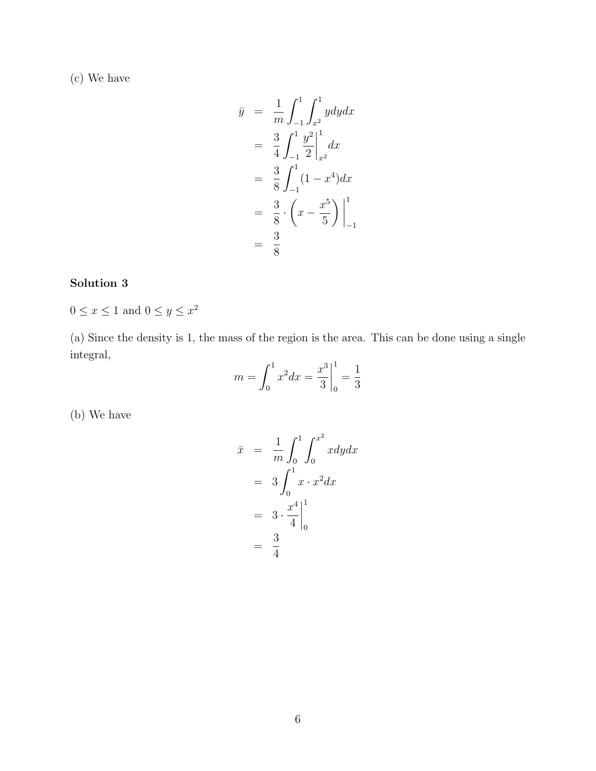(c) We have

$$
\begin{aligned}
\bar{y} &= \frac{1}{m}\int_{-1}^{1}\int_{x^2}^{1} y dy dx \\
&= \frac{3}{4}\int_{-1}^{1} \frac{y^2}{2}\bigg|_{x^2}^{1} dx \\
&= \frac{3}{8}\int_{-1}^{1}(1-x^4)dx \\
&= \frac{3}{8}\cdot\left(x-\frac{x^5}{5}\right)\bigg|_{-1}^{1} \\
&= \frac{3}{8}
\end{aligned}
$$

**Solution 3**

$0 \leq x \leq 1$ and $0 \leq y \leq x^2$

(a) Since the density is 1, the mass of the region is the area. This can be done using a single integral,

$$
m = \int_0^1 x^2 dx = \frac{x^3}{3}\bigg|_0^1 = \frac{1}{3}
$$

(b) We have

$$
\begin{aligned}
\bar{x} &= \frac{1}{m}\int_0^1\int_0^{x^2} x dy dx \\
&= 3\int_0^1 x\cdot x^2 dx \\
&= 3\cdot\frac{x^4}{4}\bigg|_0^1 \\
&= \frac{3}{4}
\end{aligned}
$$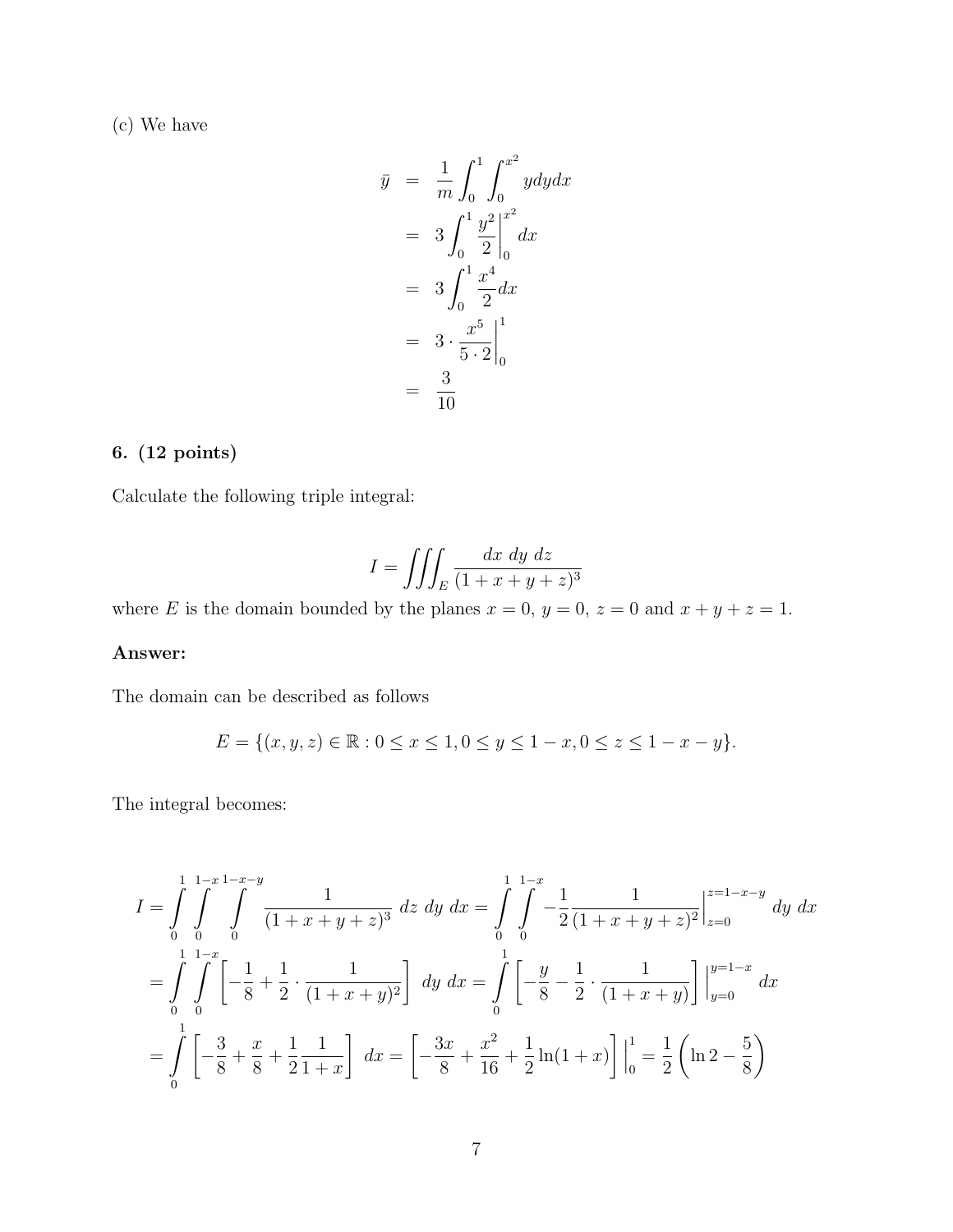(c) We have

$$
\begin{aligned}
\bar{y} &= \frac{1}{m}\int_0^1 \int_0^{x^2} y dy dx \\
&= 3\int_0^1 \frac{y^2}{2}\Big|_0^{x^2} dx \\
&= 3\int_0^1 \frac{x^4}{2} dx \\
&= 3 \cdot \frac{x^5}{5 \cdot 2}\Big|_0^1 \\
&= \frac{3}{10}
\end{aligned}
$$

**6. (12 points)**

Calculate the following triple integral:

$$
I = \iiint_E \frac{dx\ dy\ dz}{(1+x+y+z)^3}
$$

where $E$ is the domain bounded by the planes $x = 0$, $y = 0$, $z = 0$ and $x + y + z = 1$.

**Answer:**

The domain can be described as follows

$$
E = \{(x, y, z) \in \mathbb{R} : 0 \le x \le 1, 0 \le y \le 1 - x, 0 \le z \le 1 - x - y\}.
$$

The integral becomes:

$$
\begin{aligned}
I &= \int_0^1 \int_0^{1-x} \int_0^{1-x-y} \frac{1}{(1+x+y+z)^3}\ dz\ dy\ dx = \int_0^1 \int_0^{1-x} -\frac{1}{2}\frac{1}{(1+x+y+z)^2}\Big|_{z=0}^{z=1-x-y}\ dy\ dx \\
&= \int_0^1 \int_0^{1-x} \left[-\frac{1}{8} + \frac{1}{2}\cdot\frac{1}{(1+x+y)^2}\right]\ dy\ dx = \int_0^1 \left[-\frac{y}{8} - \frac{1}{2}\cdot\frac{1}{(1+x+y)}\right]\Big|_{y=0}^{y=1-x}\ dx \\
&= \int_0^1 \left[-\frac{3}{8} + \frac{x}{8} + \frac{1}{2}\frac{1}{1+x}\right]\ dx = \left[-\frac{3x}{8} + \frac{x^2}{16} + \frac{1}{2}\ln(1+x)\right]\Big|_0^1 = \frac{1}{2}\left(\ln 2 - \frac{5}{8}\right)
\end{aligned}
$$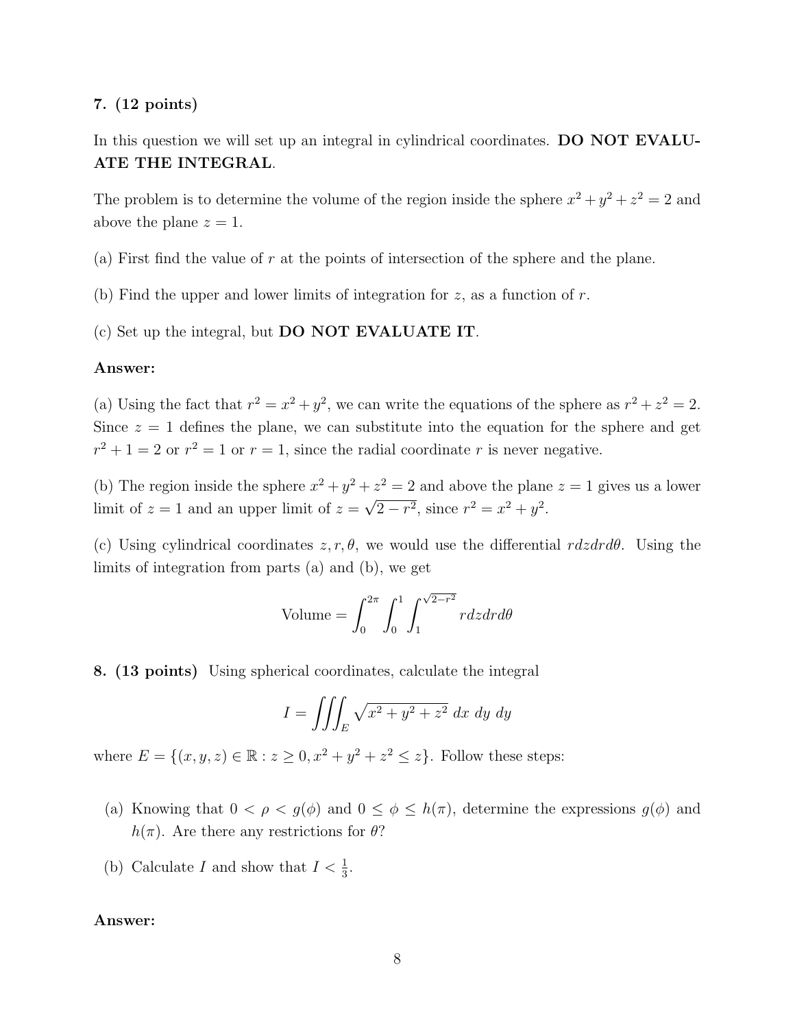**7. (12 points)**

In this question we will set up an integral in cylindrical coordinates. **DO NOT EVALUATE THE INTEGRAL**.

The problem is to determine the volume of the region inside the sphere $x^2 + y^2 + z^2 = 2$ and above the plane $z = 1$.

(a) First find the value of $r$ at the points of intersection of the sphere and the plane.

(b) Find the upper and lower limits of integration for $z$, as a function of $r$.

(c) Set up the integral, but **DO NOT EVALUATE IT**.

**Answer:**

(a) Using the fact that $r^2 = x^2 + y^2$, we can write the equations of the sphere as $r^2 + z^2 = 2$. Since $z = 1$ defines the plane, we can substitute into the equation for the sphere and get $r^2 + 1 = 2$ or $r^2 = 1$ or $r = 1$, since the radial coordinate $r$ is never negative.

(b) The region inside the sphere $x^2 + y^2 + z^2 = 2$ and above the plane $z = 1$ gives us a lower limit of $z = 1$ and an upper limit of $z = \sqrt{2 - r^2}$, since $r^2 = x^2 + y^2$.

(c) Using cylindrical coordinates $z, r, \theta$, we would use the differential $r dz dr d\theta$. Using the limits of integration from parts (a) and (b), we get

$$\text{Volume} = \int_0^{2\pi} \int_0^1 \int_1^{\sqrt{2-r^2}} r dz dr d\theta$$

**8. (13 points)** Using spherical coordinates, calculate the integral

$$I = \iiint_E \sqrt{x^2 + y^2 + z^2}\ dx\ dy\ dy$$

where $E = \{(x, y, z) \in \mathbb{R} : z \geq 0, x^2 + y^2 + z^2 \leq z\}$. Follow these steps:

(a) Knowing that $0 < \rho < g(\phi)$ and $0 \leq \phi \leq h(\pi)$, determine the expressions $g(\phi)$ and $h(\pi)$. Are there any restrictions for $\theta$?

(b) Calculate $I$ and show that $I < \frac{1}{3}$.

**Answer:**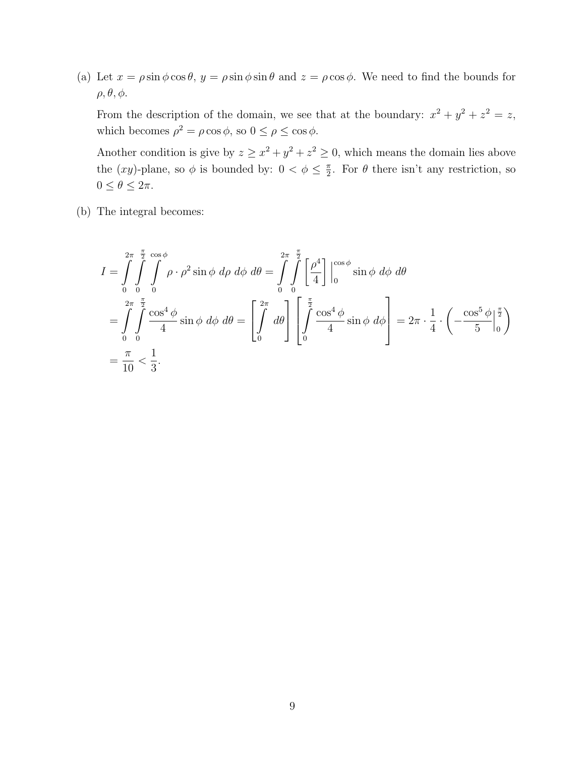(a) Let $x = \rho \sin\phi \cos\theta$, $y = \rho \sin\phi \sin\theta$ and $z = \rho\cos\phi$. We need to find the bounds for $\rho, \theta, \phi$.

From the description of the domain, we see that at the boundary: $x^2 + y^2 + z^2 = z$, which becomes $\rho^2 = \rho\cos\phi$, so $0 \leq \rho \leq \cos\phi$.

Another condition is give by $z \geq x^2 + y^2 + z^2 \geq 0$, which means the domain lies above the $(xy)$-plane, so $\phi$ is bounded by: $0 < \phi \leq \frac{\pi}{2}$. For $\theta$ there isn't any restriction, so $0 \leq \theta \leq 2\pi$.

(b) The integral becomes:

$$
\begin{aligned}
I &= \int_0^{2\pi} \int_0^{\frac{\pi}{2}} \int_0^{\cos\phi} \rho \cdot \rho^2 \sin\phi \; d\rho \; d\phi \; d\theta = \int_0^{2\pi} \int_0^{\frac{\pi}{2}} \left[\frac{\rho^4}{4}\right] \Big|_0^{\cos\phi} \sin\phi \; d\phi \; d\theta \\
&= \int_0^{2\pi} \int_0^{\frac{\pi}{2}} \frac{\cos^4\phi}{4} \sin\phi \; d\phi \; d\theta = \left[\int_0^{2\pi} d\theta\right] \left[\int_0^{\frac{\pi}{2}} \frac{\cos^4\phi}{4} \sin\phi \; d\phi\right] = 2\pi \cdot \frac{1}{4} \cdot \left(-\frac{\cos^5\phi}{5}\Big|_0^{\frac{\pi}{2}}\right) \\
&= \frac{\pi}{10} < \frac{1}{3}.
\end{aligned}
$$